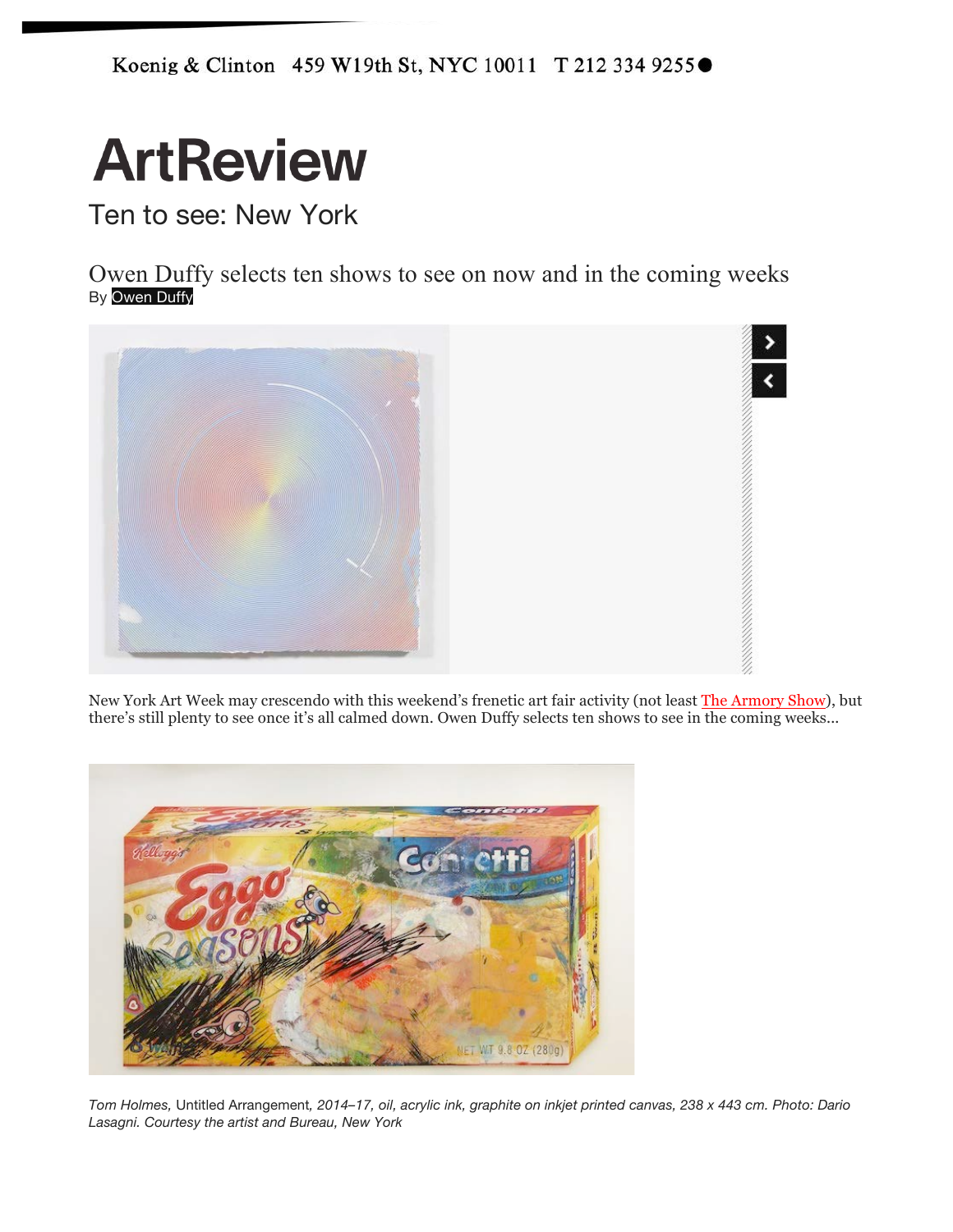Koenig & Clinton 459 W19th St, NYC 10011 T 212 334 9255

# ArtReview

## Ten to see: New York

Owen Duffy selects ten shows to see on now and in the coming weeks
By Owen Duffy

New York Art Week may crescendo with this weekend's frenetic art fair activity (not least The Armory Show), but there's still plenty to see once it's all calmed down. Owen Duffy selects ten shows to see in the coming weeks...

*Tom Holmes,* Untitled Arrangement*, 2014–17, oil, acrylic ink, graphite on inkjet printed canvas, 238 x 443 cm. Photo: Dario Lasagni. Courtesy the artist and Bureau, New York*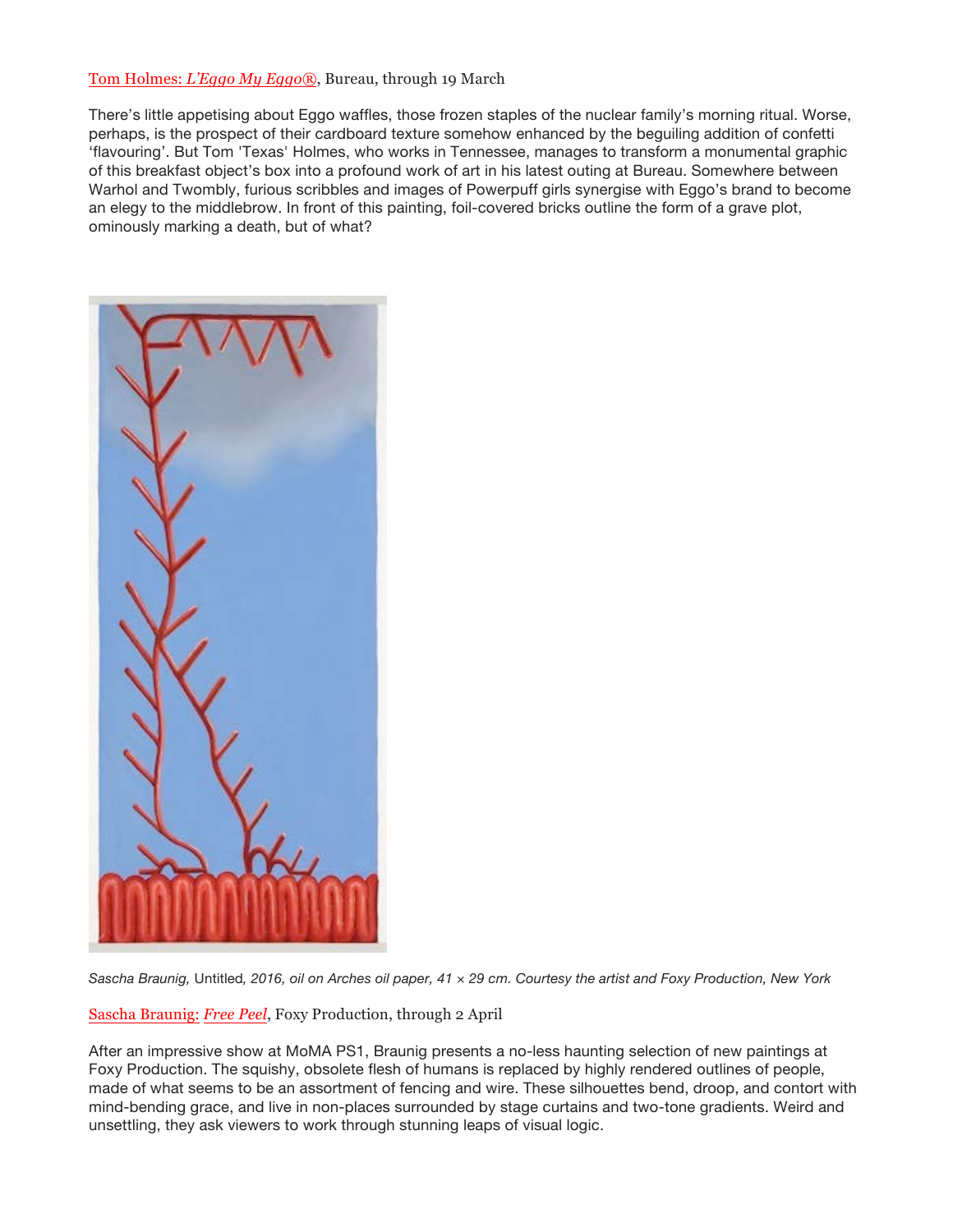Tom Holmes: *L'Eggo My Eggo®*, Bureau, through 19 March

There's little appetising about Eggo waffles, those frozen staples of the nuclear family's morning ritual. Worse, perhaps, is the prospect of their cardboard texture somehow enhanced by the beguiling addition of confetti 'flavouring'. But Tom 'Texas' Holmes, who works in Tennessee, manages to transform a monumental graphic of this breakfast object's box into a profound work of art in his latest outing at Bureau. Somewhere between Warhol and Twombly, furious scribbles and images of Powerpuff girls synergise with Eggo's brand to become an elegy to the middlebrow. In front of this painting, foil-covered bricks outline the form of a grave plot, ominously marking a death, but of what?

*Sascha Braunig,* Untitled*, 2016, oil on Arches oil paper, 41 × 29 cm. Courtesy the artist and Foxy Production, New York*

Sascha Braunig: *Free Peel*, Foxy Production, through 2 April

After an impressive show at MoMA PS1, Braunig presents a no-less haunting selection of new paintings at Foxy Production. The squishy, obsolete flesh of humans is replaced by highly rendered outlines of people, made of what seems to be an assortment of fencing and wire. These silhouettes bend, droop, and contort with mind-bending grace, and live in non-places surrounded by stage curtains and two-tone gradients. Weird and unsettling, they ask viewers to work through stunning leaps of visual logic.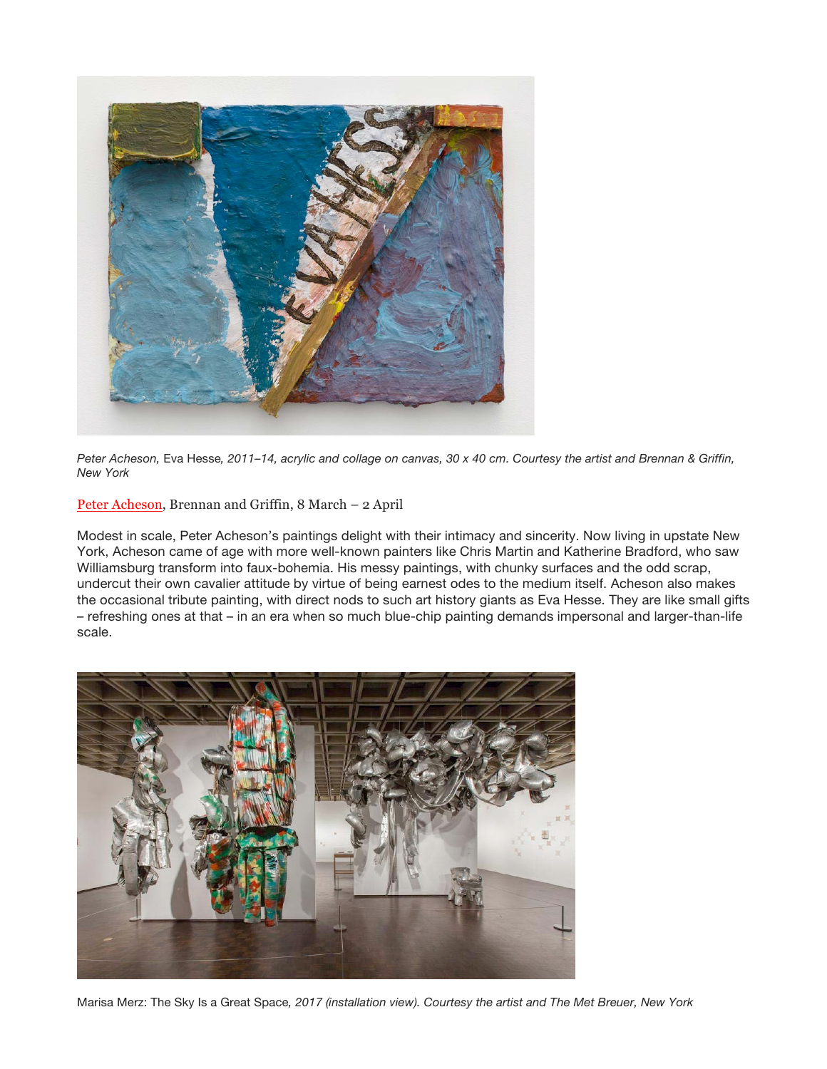*Peter Acheson,* Eva Hesse*, 2011–14, acrylic and collage on canvas, 30 x 40 cm. Courtesy the artist and Brennan & Griffin, New York*

Peter Acheson, Brennan and Griffin, 8 March – 2 April

Modest in scale, Peter Acheson's paintings delight with their intimacy and sincerity. Now living in upstate New York, Acheson came of age with more well-known painters like Chris Martin and Katherine Bradford, who saw Williamsburg transform into faux-bohemia. His messy paintings, with chunky surfaces and the odd scrap, undercut their own cavalier attitude by virtue of being earnest odes to the medium itself. Acheson also makes the occasional tribute painting, with direct nods to such art history giants as Eva Hesse. They are like small gifts – refreshing ones at that – in an era when so much blue-chip painting demands impersonal and larger-than-life scale.

Marisa Merz: The Sky Is a Great Space*, 2017 (installation view). Courtesy the artist and The Met Breuer, New York*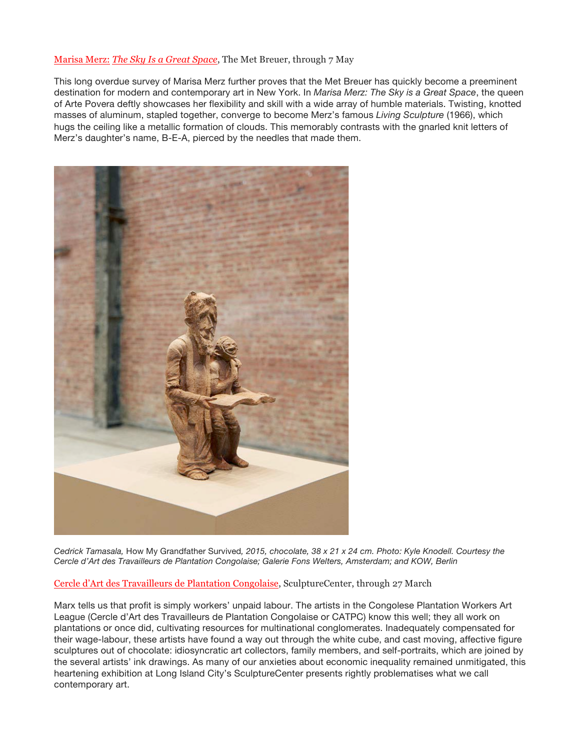[Marisa Merz: *The Sky Is a Great Space*](), The Met Breuer, through 7 May

This long overdue survey of Marisa Merz further proves that the Met Breuer has quickly become a preeminent destination for modern and contemporary art in New York. In *Marisa Merz: The Sky is a Great Space*, the queen of Arte Povera deftly showcases her flexibility and skill with a wide array of humble materials. Twisting, knotted masses of aluminum, stapled together, converge to become Merz's famous *Living Sculpture* (1966), which hugs the ceiling like a metallic formation of clouds. This memorably contrasts with the gnarled knit letters of Merz's daughter's name, B-E-A, pierced by the needles that made them.

*Cedrick Tamasala,* How My Grandfather Survived*, 2015, chocolate, 38 x 21 x 24 cm. Photo: Kyle Knodell. Courtesy the Cercle d'Art des Travailleurs de Plantation Congolaise; Galerie Fons Welters, Amsterdam; and KOW, Berlin*

[Cercle d'Art des Travailleurs de Plantation Congolaise](), SculptureCenter, through 27 March

Marx tells us that profit is simply workers' unpaid labour. The artists in the Congolese Plantation Workers Art League (Cercle d'Art des Travailleurs de Plantation Congolaise or CATPC) know this well; they all work on plantations or once did, cultivating resources for multinational conglomerates. Inadequately compensated for their wage-labour, these artists have found a way out through the white cube, and cast moving, affective figure sculptures out of chocolate: idiosyncratic art collectors, family members, and self-portraits, which are joined by the several artists' ink drawings. As many of our anxieties about economic inequality remained unmitigated, this heartening exhibition at Long Island City's SculptureCenter presents rightly problematises what we call contemporary art.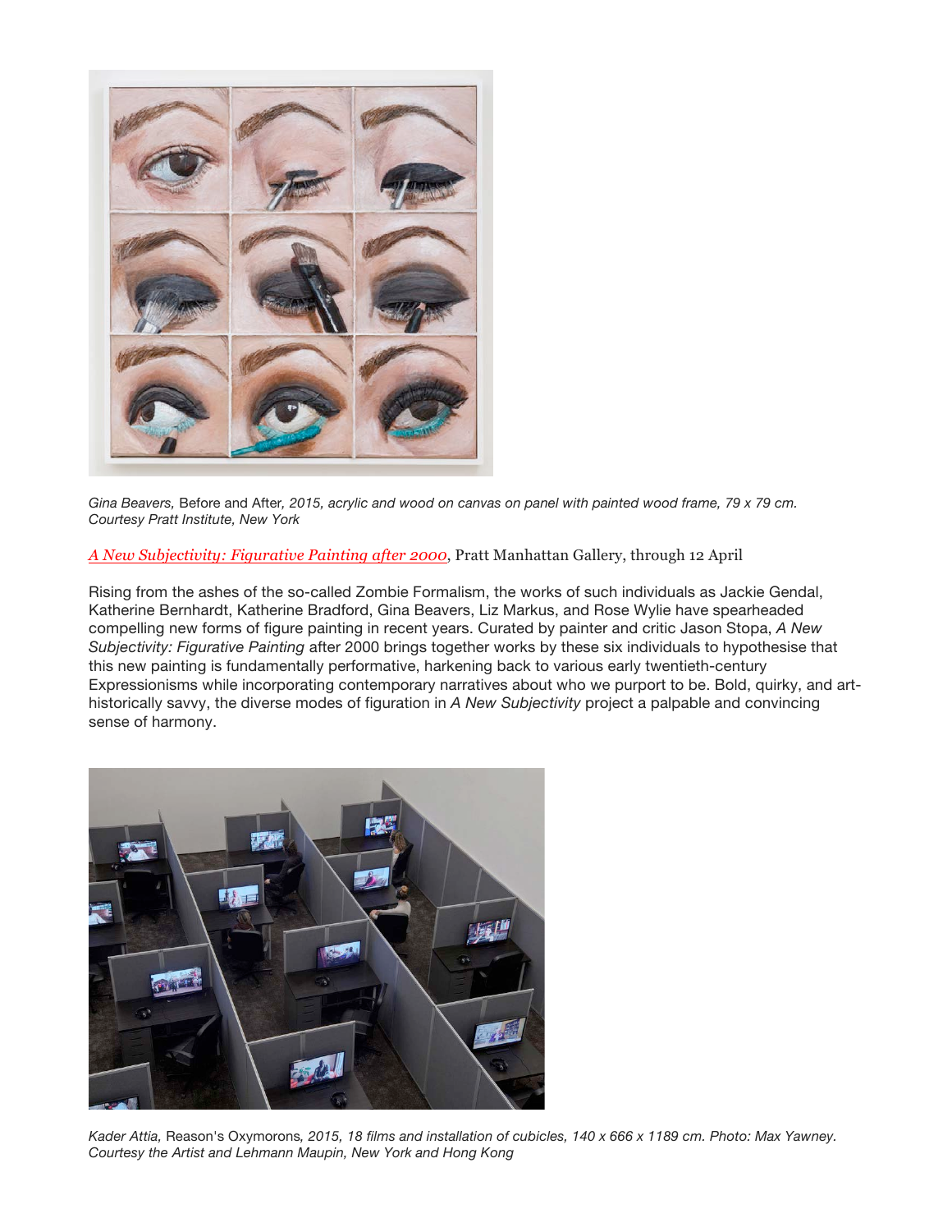*Gina Beavers,* Before and After*, 2015, acrylic and wood on canvas on panel with painted wood frame, 79 x 79 cm. Courtesy Pratt Institute, New York*

*A New Subjectivity: Figurative Painting after 2000*, Pratt Manhattan Gallery, through 12 April

Rising from the ashes of the so-called Zombie Formalism, the works of such individuals as Jackie Gendal, Katherine Bernhardt, Katherine Bradford, Gina Beavers, Liz Markus, and Rose Wylie have spearheaded compelling new forms of figure painting in recent years. Curated by painter and critic Jason Stopa, *A New Subjectivity: Figurative Painting* after 2000 brings together works by these six individuals to hypothesise that this new painting is fundamentally performative, harkening back to various early twentieth-century Expressionisms while incorporating contemporary narratives about who we purport to be. Bold, quirky, and art-historically savvy, the diverse modes of figuration in *A New Subjectivity* project a palpable and convincing sense of harmony.

*Kader Attia,* Reason's Oxymorons*, 2015, 18 films and installation of cubicles, 140 x 666 x 1189 cm. Photo: Max Yawney. Courtesy the Artist and Lehmann Maupin, New York and Hong Kong*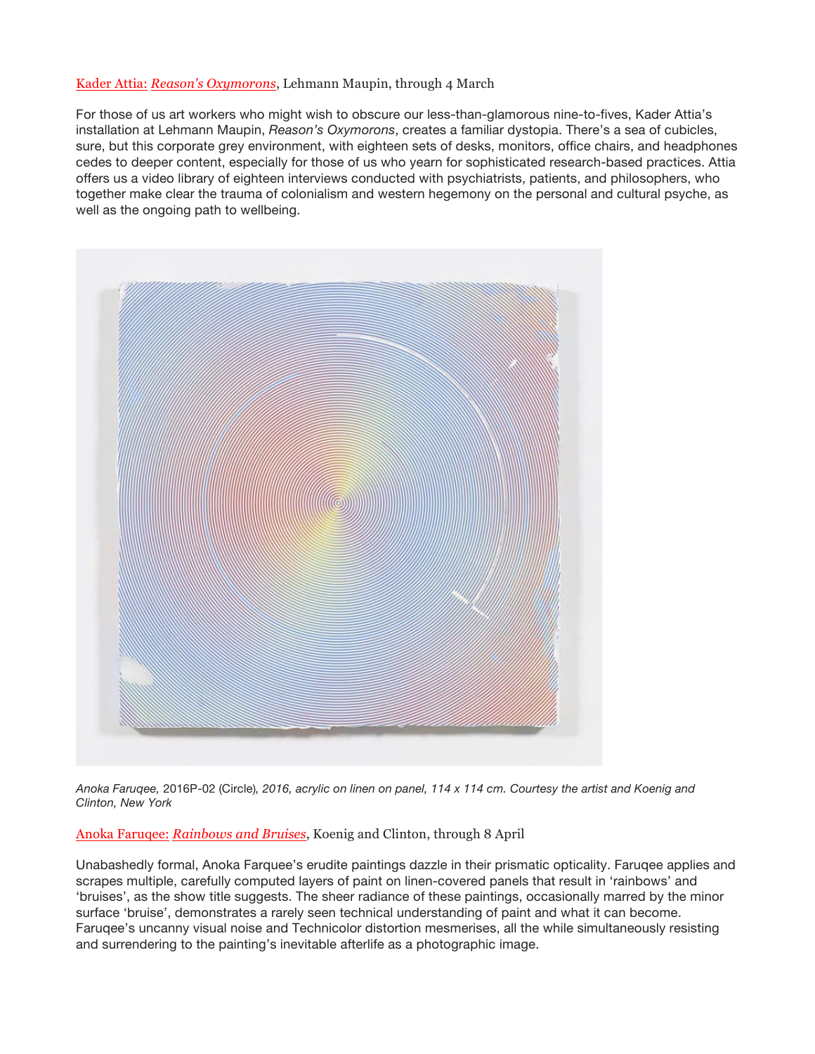Kader Attia: *Reason's Oxymorons*, Lehmann Maupin, through 4 March

For those of us art workers who might wish to obscure our less-than-glamorous nine-to-fives, Kader Attia's installation at Lehmann Maupin, *Reason's Oxymorons*, creates a familiar dystopia. There's a sea of cubicles, sure, but this corporate grey environment, with eighteen sets of desks, monitors, office chairs, and headphones cedes to deeper content, especially for those of us who yearn for sophisticated research-based practices. Attia offers us a video library of eighteen interviews conducted with psychiatrists, patients, and philosophers, who together make clear the trauma of colonialism and western hegemony on the personal and cultural psyche, as well as the ongoing path to wellbeing.

*Anoka Faruqee,* 2016P-02 (Circle)*, 2016, acrylic on linen on panel, 114 x 114 cm. Courtesy the artist and Koenig and Clinton, New York*

Anoka Faruqee: *Rainbows and Bruises*, Koenig and Clinton, through 8 April

Unabashedly formal, Anoka Farquee's erudite paintings dazzle in their prismatic opticality. Faruqee applies and scrapes multiple, carefully computed layers of paint on linen-covered panels that result in 'rainbows' and 'bruises', as the show title suggests. The sheer radiance of these paintings, occasionally marred by the minor surface 'bruise', demonstrates a rarely seen technical understanding of paint and what it can become. Faruqee's uncanny visual noise and Technicolor distortion mesmerises, all the while simultaneously resisting and surrendering to the painting's inevitable afterlife as a photographic image.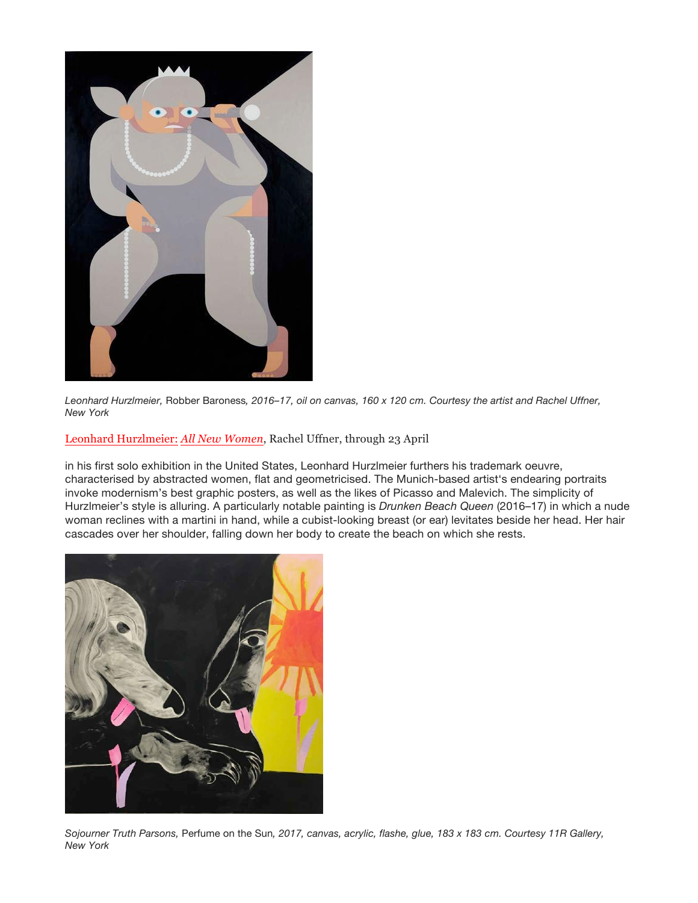*Leonhard Hurzlmeier,* Robber Baroness*, 2016–17, oil on canvas, 160 x 120 cm. Courtesy the artist and Rachel Uffner, New York*

Leonhard Hurzlmeier: *All New Women*, Rachel Uffner, through 23 April

in his first solo exhibition in the United States, Leonhard Hurzlmeier furthers his trademark oeuvre, characterised by abstracted women, flat and geometricised. The Munich-based artist's endearing portraits invoke modernism's best graphic posters, as well as the likes of Picasso and Malevich. The simplicity of Hurzlmeier's style is alluring. A particularly notable painting is *Drunken Beach Queen* (2016–17) in which a nude woman reclines with a martini in hand, while a cubist-looking breast (or ear) levitates beside her head. Her hair cascades over her shoulder, falling down her body to create the beach on which she rests.

*Sojourner Truth Parsons,* Perfume on the Sun*, 2017, canvas, acrylic, flashe, glue, 183 x 183 cm. Courtesy 11R Gallery, New York*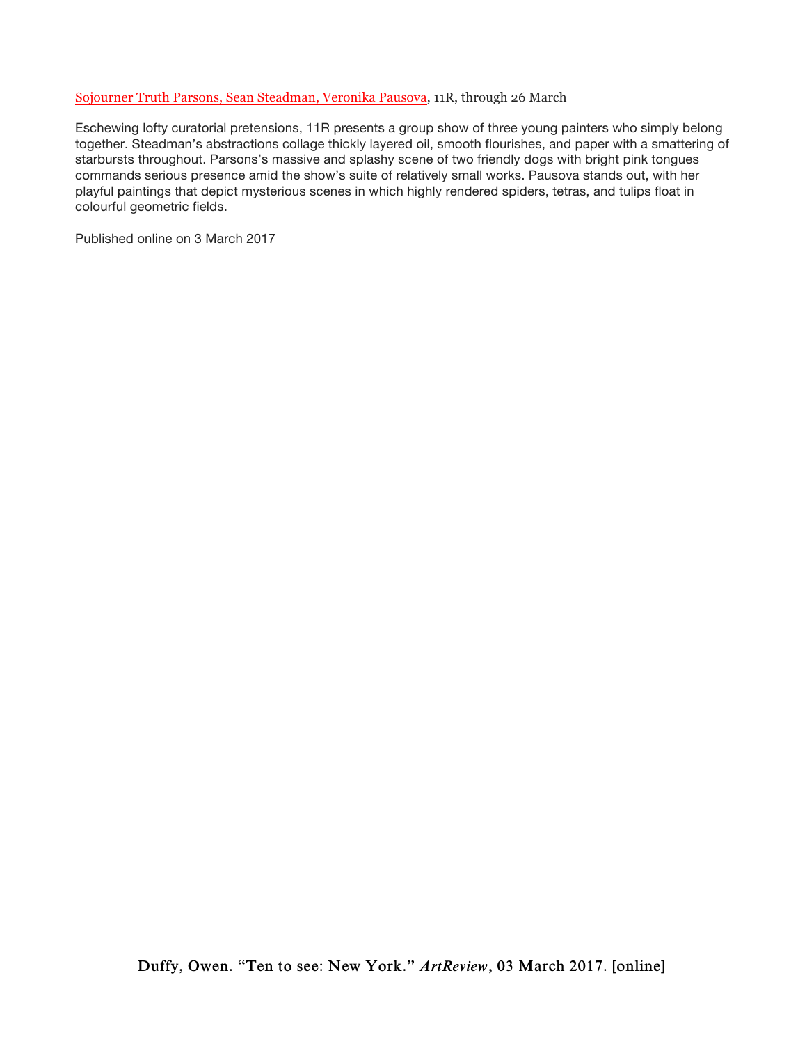Sojourner Truth Parsons, Sean Steadman, Veronika Pausova, 11R, through 26 March

Eschewing lofty curatorial pretensions, 11R presents a group show of three young painters who simply belong together. Steadman's abstractions collage thickly layered oil, smooth flourishes, and paper with a smattering of starbursts throughout. Parsons's massive and splashy scene of two friendly dogs with bright pink tongues commands serious presence amid the show's suite of relatively small works. Pausova stands out, with her playful paintings that depict mysterious scenes in which highly rendered spiders, tetras, and tulips float in colourful geometric fields.

Published online on 3 March 2017

Duffy, Owen. "Ten to see: New York." *ArtReview*, 03 March 2017. [online]